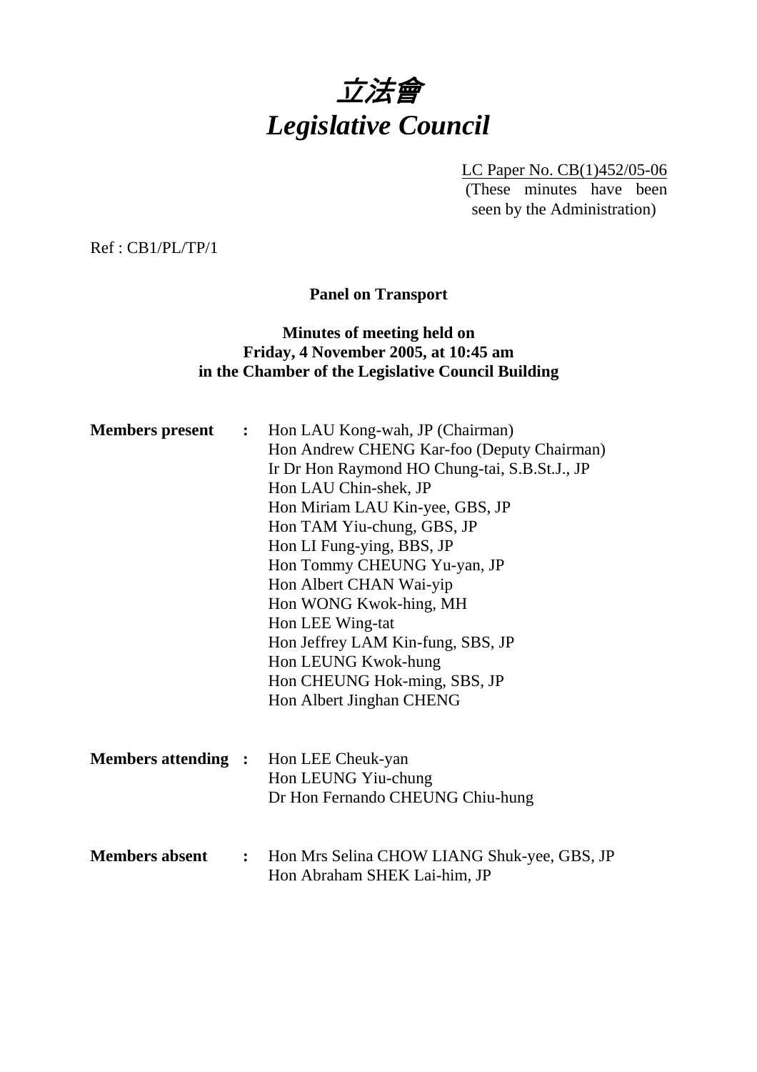# 立法會
# *Legislative Council*

LC Paper No. CB(1)452/05-06
(These minutes have been seen by the Administration)

Ref : CB1/PL/TP/1

**Panel on Transport**

**Minutes of meeting held on**
**Friday, 4 November 2005, at 10:45 am**
**in the Chamber of the Legislative Council Building**

**Members present :**
Hon LAU Kong-wah, JP (Chairman)
Hon Andrew CHENG Kar-foo (Deputy Chairman)
Ir Dr Hon Raymond HO Chung-tai, S.B.St.J., JP
Hon LAU Chin-shek, JP
Hon Miriam LAU Kin-yee, GBS, JP
Hon TAM Yiu-chung, GBS, JP
Hon LI Fung-ying, BBS, JP
Hon Tommy CHEUNG Yu-yan, JP
Hon Albert CHAN Wai-yip
Hon WONG Kwok-hing, MH
Hon LEE Wing-tat
Hon Jeffrey LAM Kin-fung, SBS, JP
Hon LEUNG Kwok-hung
Hon CHEUNG Hok-ming, SBS, JP
Hon Albert Jinghan CHENG

**Members attending :**
Hon LEE Cheuk-yan
Hon LEUNG Yiu-chung
Dr Hon Fernando CHEUNG Chiu-hung

**Members absent :**
Hon Mrs Selina CHOW LIANG Shuk-yee, GBS, JP
Hon Abraham SHEK Lai-him, JP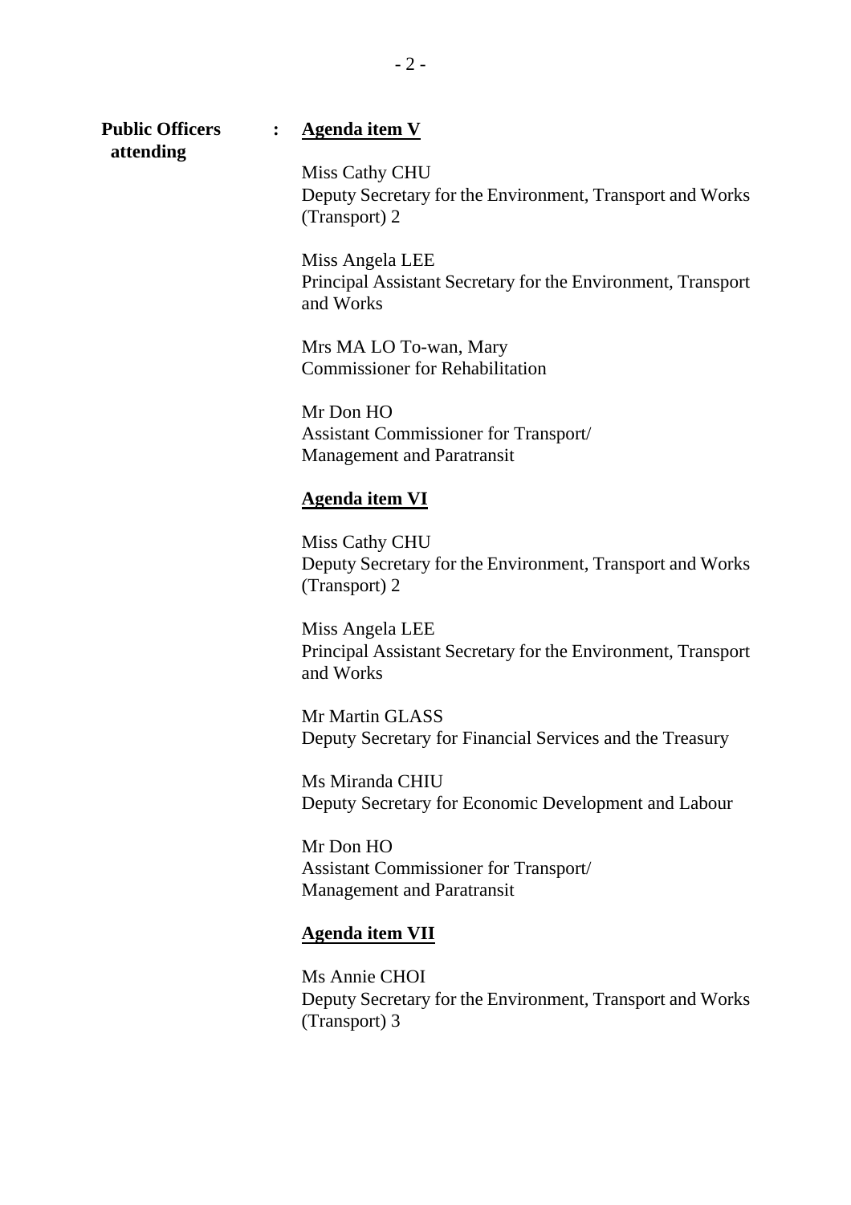**Public Officers attending** : **Agenda item V**

Miss Cathy CHU
Deputy Secretary for the Environment, Transport and Works (Transport) 2

Miss Angela LEE
Principal Assistant Secretary for the Environment, Transport and Works

Mrs MA LO To-wan, Mary
Commissioner for Rehabilitation

Mr Don HO
Assistant Commissioner for Transport/ Management and Paratransit

**Agenda item VI**

Miss Cathy CHU
Deputy Secretary for the Environment, Transport and Works (Transport) 2

Miss Angela LEE
Principal Assistant Secretary for the Environment, Transport and Works

Mr Martin GLASS
Deputy Secretary for Financial Services and the Treasury

Ms Miranda CHIU
Deputy Secretary for Economic Development and Labour

Mr Don HO
Assistant Commissioner for Transport/ Management and Paratransit

**Agenda item VII**

Ms Annie CHOI
Deputy Secretary for the Environment, Transport and Works (Transport) 3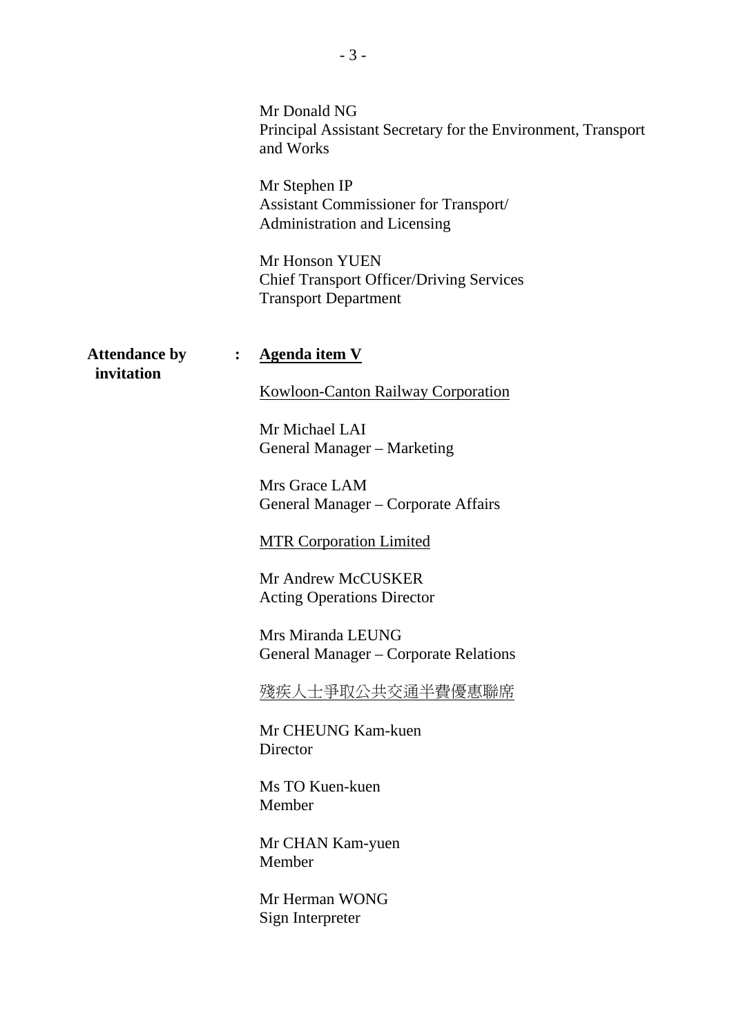Mr Donald NG
Principal Assistant Secretary for the Environment, Transport and Works

Mr Stephen IP
Assistant Commissioner for Transport/
Administration and Licensing

Mr Honson YUEN
Chief Transport Officer/Driving Services
Transport Department

**Attendance by invitation** : **Agenda item V**

Kowloon-Canton Railway Corporation

Mr Michael LAI
General Manager – Marketing

Mrs Grace LAM
General Manager – Corporate Affairs

MTR Corporation Limited

Mr Andrew McCUSKER
Acting Operations Director

Mrs Miranda LEUNG
General Manager – Corporate Relations

殘疾人士爭取公共交通半費優惠聯席

Mr CHEUNG Kam-kuen
Director

Ms TO Kuen-kuen
Member

Mr CHAN Kam-yuen
Member

Mr Herman WONG
Sign Interpreter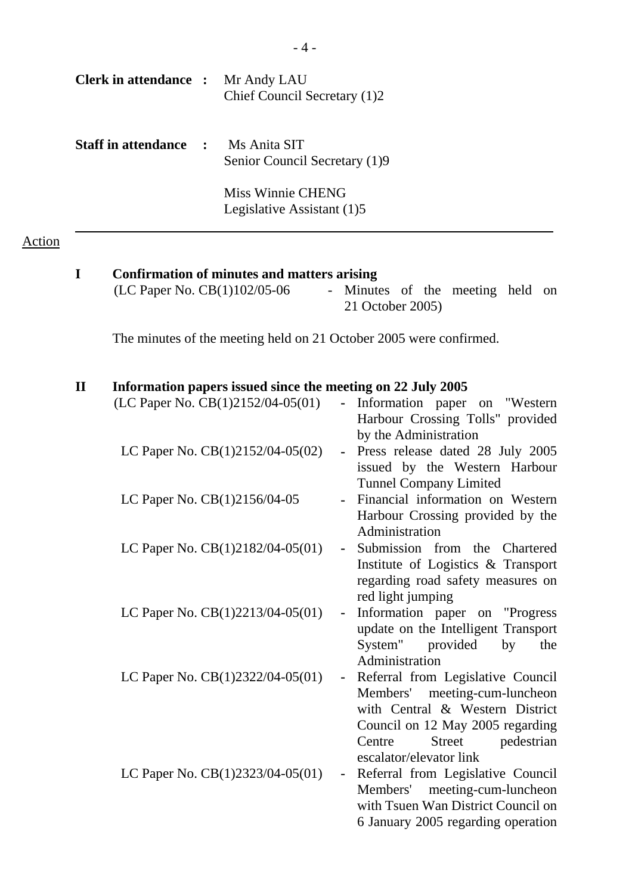**Clerk in attendance :** Mr Andy LAU
Chief Council Secretary (1)2

**Staff in attendance :** Ms Anita SIT
Senior Council Secretary (1)9

Miss Winnie CHENG
Legislative Assistant (1)5

---

Action

**I Confirmation of minutes and matters arising**

(LC Paper No. CB(1)102/05-06 - Minutes of the meeting held on 21 October 2005)

The minutes of the meeting held on 21 October 2005 were confirmed.

**II Information papers issued since the meeting on 22 July 2005**

(LC Paper No. CB(1)2152/04-05(01) - Information paper on "Western Harbour Crossing Tolls" provided by the Administration

LC Paper No. CB(1)2152/04-05(02) - Press release dated 28 July 2005 issued by the Western Harbour Tunnel Company Limited

LC Paper No. CB(1)2156/04-05 - Financial information on Western Harbour Crossing provided by the Administration

LC Paper No. CB(1)2182/04-05(01) - Submission from the Chartered Institute of Logistics & Transport regarding road safety measures on red light jumping

LC Paper No. CB(1)2213/04-05(01) - Information paper on "Progress update on the Intelligent Transport System" provided by the Administration

LC Paper No. CB(1)2322/04-05(01) - Referral from Legislative Council Members' meeting-cum-luncheon with Central & Western District Council on 12 May 2005 regarding Centre Street pedestrian escalator/elevator link

LC Paper No. CB(1)2323/04-05(01) - Referral from Legislative Council Members' meeting-cum-luncheon with Tsuen Wan District Council on 6 January 2005 regarding operation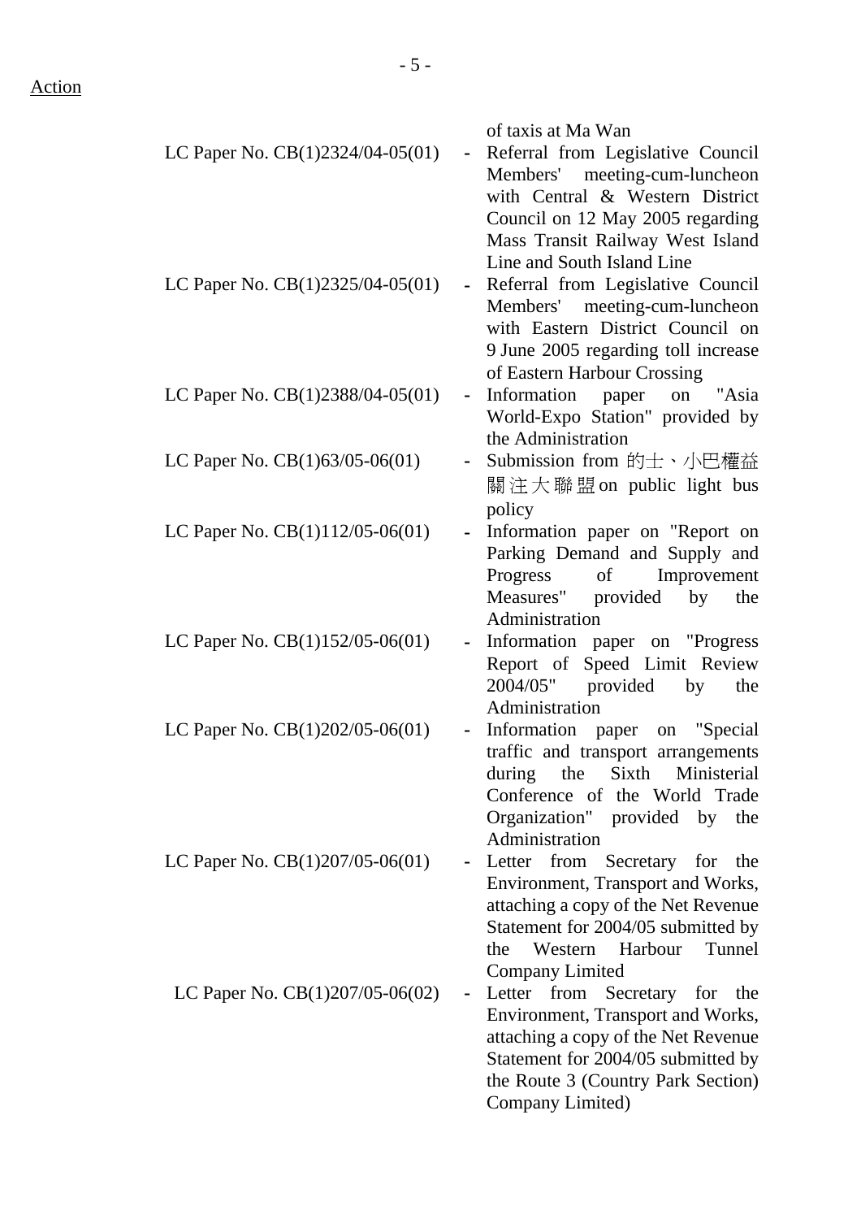Action

| | | |
|---|---|---|
| | | of taxis at Ma Wan |
| LC Paper No. CB(1)2324/04-05(01) | - | Referral from Legislative Council Members' meeting-cum-luncheon with Central & Western District Council on 12 May 2005 regarding Mass Transit Railway West Island Line and South Island Line |
| LC Paper No. CB(1)2325/04-05(01) | - | Referral from Legislative Council Members' meeting-cum-luncheon with Eastern District Council on 9 June 2005 regarding toll increase of Eastern Harbour Crossing |
| LC Paper No. CB(1)2388/04-05(01) | - | Information paper on "Asia World-Expo Station" provided by the Administration |
| LC Paper No. CB(1)63/05-06(01) | - | Submission from 的士、小巴權益關注大聯盟 on public light bus policy |
| LC Paper No. CB(1)112/05-06(01) | - | Information paper on "Report on Parking Demand and Supply and Progress of Improvement Measures" provided by the Administration |
| LC Paper No. CB(1)152/05-06(01) | - | Information paper on "Progress Report of Speed Limit Review 2004/05" provided by the Administration |
| LC Paper No. CB(1)202/05-06(01) | - | Information paper on "Special traffic and transport arrangements during the Sixth Ministerial Conference of the World Trade Organization" provided by the Administration |
| LC Paper No. CB(1)207/05-06(01) | - | Letter from Secretary for the Environment, Transport and Works, attaching a copy of the Net Revenue Statement for 2004/05 submitted by the Western Harbour Tunnel Company Limited |
| LC Paper No. CB(1)207/05-06(02) | - | Letter from Secretary for the Environment, Transport and Works, attaching a copy of the Net Revenue Statement for 2004/05 submitted by the Route 3 (Country Park Section) Company Limited) |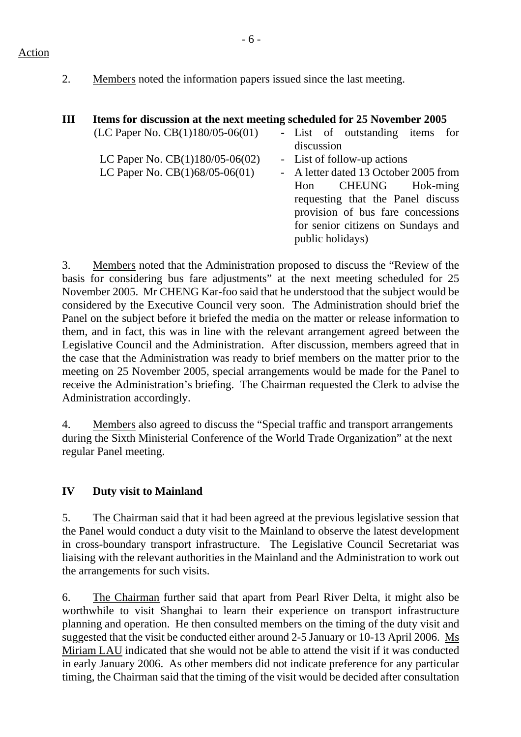Action

2. Members noted the information papers issued since the last meeting.

## III Items for discussion at the next meeting scheduled for 25 November 2005

(LC Paper No. CB(1)180/05-06(01) - List of outstanding items for discussion

LC Paper No. CB(1)180/05-06(02) - List of follow-up actions

LC Paper No. CB(1)68/05-06(01) - A letter dated 13 October 2005 from Hon CHEUNG Hok-ming requesting that the Panel discuss provision of bus fare concessions for senior citizens on Sundays and public holidays)

3. Members noted that the Administration proposed to discuss the "Review of the basis for considering bus fare adjustments" at the next meeting scheduled for 25 November 2005. Mr CHENG Kar-foo said that he understood that the subject would be considered by the Executive Council very soon. The Administration should brief the Panel on the subject before it briefed the media on the matter or release information to them, and in fact, this was in line with the relevant arrangement agreed between the Legislative Council and the Administration. After discussion, members agreed that in the case that the Administration was ready to brief members on the matter prior to the meeting on 25 November 2005, special arrangements would be made for the Panel to receive the Administration's briefing. The Chairman requested the Clerk to advise the Administration accordingly.

4. Members also agreed to discuss the "Special traffic and transport arrangements during the Sixth Ministerial Conference of the World Trade Organization" at the next regular Panel meeting.

## IV Duty visit to Mainland

5. The Chairman said that it had been agreed at the previous legislative session that the Panel would conduct a duty visit to the Mainland to observe the latest development in cross-boundary transport infrastructure. The Legislative Council Secretariat was liaising with the relevant authorities in the Mainland and the Administration to work out the arrangements for such visits.

6. The Chairman further said that apart from Pearl River Delta, it might also be worthwhile to visit Shanghai to learn their experience on transport infrastructure planning and operation. He then consulted members on the timing of the duty visit and suggested that the visit be conducted either around 2-5 January or 10-13 April 2006. Ms Miriam LAU indicated that she would not be able to attend the visit if it was conducted in early January 2006. As other members did not indicate preference for any particular timing, the Chairman said that the timing of the visit would be decided after consultation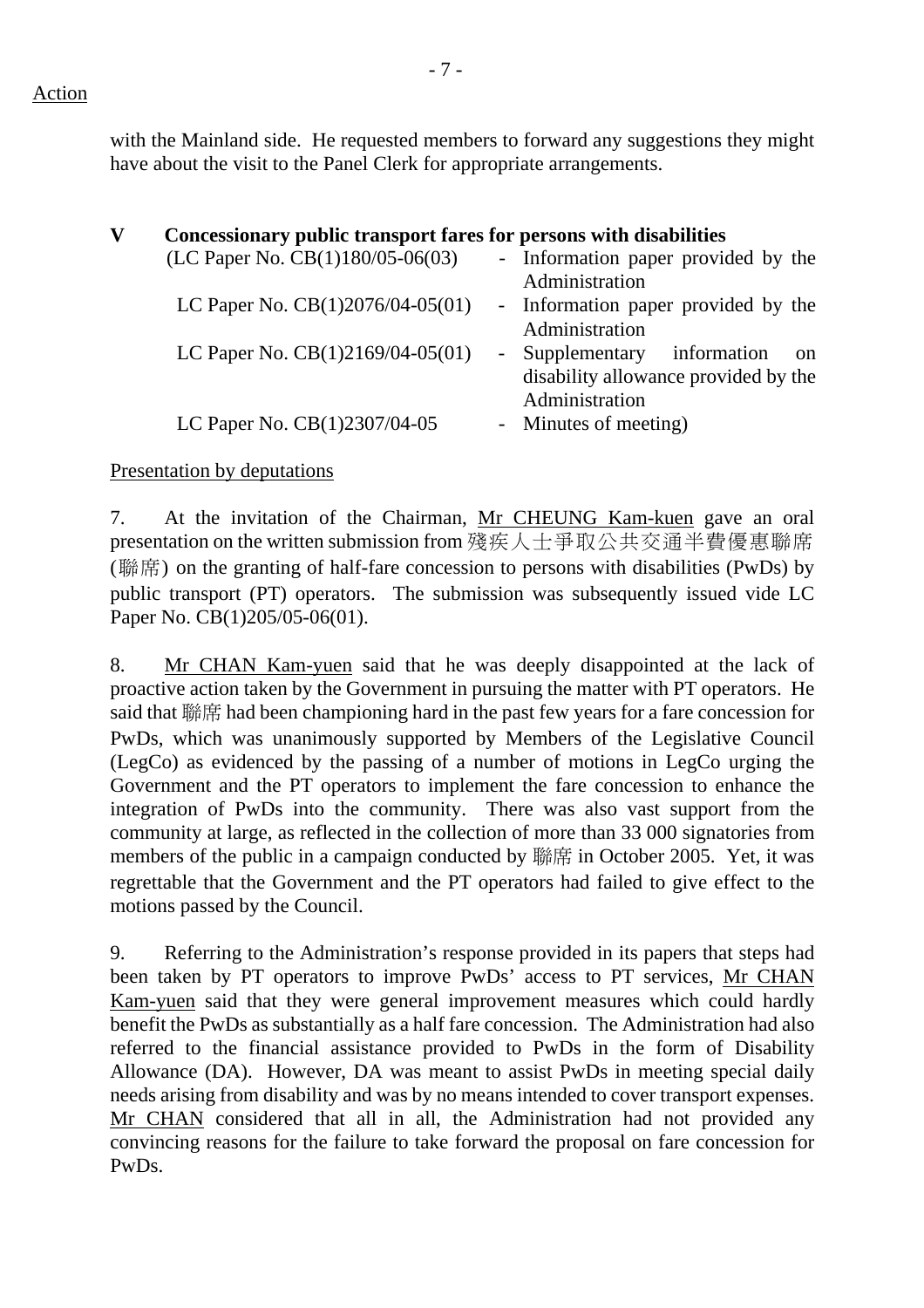Action

with the Mainland side. He requested members to forward any suggestions they might have about the visit to the Panel Clerk for appropriate arrangements.

## V Concessionary public transport fares for persons with disabilities

(LC Paper No. CB(1)180/05-06(03) - Information paper provided by the Administration

LC Paper No. CB(1)2076/04-05(01) - Information paper provided by the Administration

LC Paper No. CB(1)2169/04-05(01) - Supplementary information on disability allowance provided by the Administration

LC Paper No. CB(1)2307/04-05 - Minutes of meeting)

Presentation by deputations

7. At the invitation of the Chairman, Mr CHEUNG Kam-kuen gave an oral presentation on the written submission from 殘疾人士爭取公共交通半費優惠聯席 (聯席) on the granting of half-fare concession to persons with disabilities (PwDs) by public transport (PT) operators. The submission was subsequently issued vide LC Paper No. CB(1)205/05-06(01).

8. Mr CHAN Kam-yuen said that he was deeply disappointed at the lack of proactive action taken by the Government in pursuing the matter with PT operators. He said that 聯席 had been championing hard in the past few years for a fare concession for PwDs, which was unanimously supported by Members of the Legislative Council (LegCo) as evidenced by the passing of a number of motions in LegCo urging the Government and the PT operators to implement the fare concession to enhance the integration of PwDs into the community. There was also vast support from the community at large, as reflected in the collection of more than 33 000 signatories from members of the public in a campaign conducted by 聯席 in October 2005. Yet, it was regrettable that the Government and the PT operators had failed to give effect to the motions passed by the Council.

9. Referring to the Administration's response provided in its papers that steps had been taken by PT operators to improve PwDs' access to PT services, Mr CHAN Kam-yuen said that they were general improvement measures which could hardly benefit the PwDs as substantially as a half fare concession. The Administration had also referred to the financial assistance provided to PwDs in the form of Disability Allowance (DA). However, DA was meant to assist PwDs in meeting special daily needs arising from disability and was by no means intended to cover transport expenses. Mr CHAN considered that all in all, the Administration had not provided any convincing reasons for the failure to take forward the proposal on fare concession for PwDs.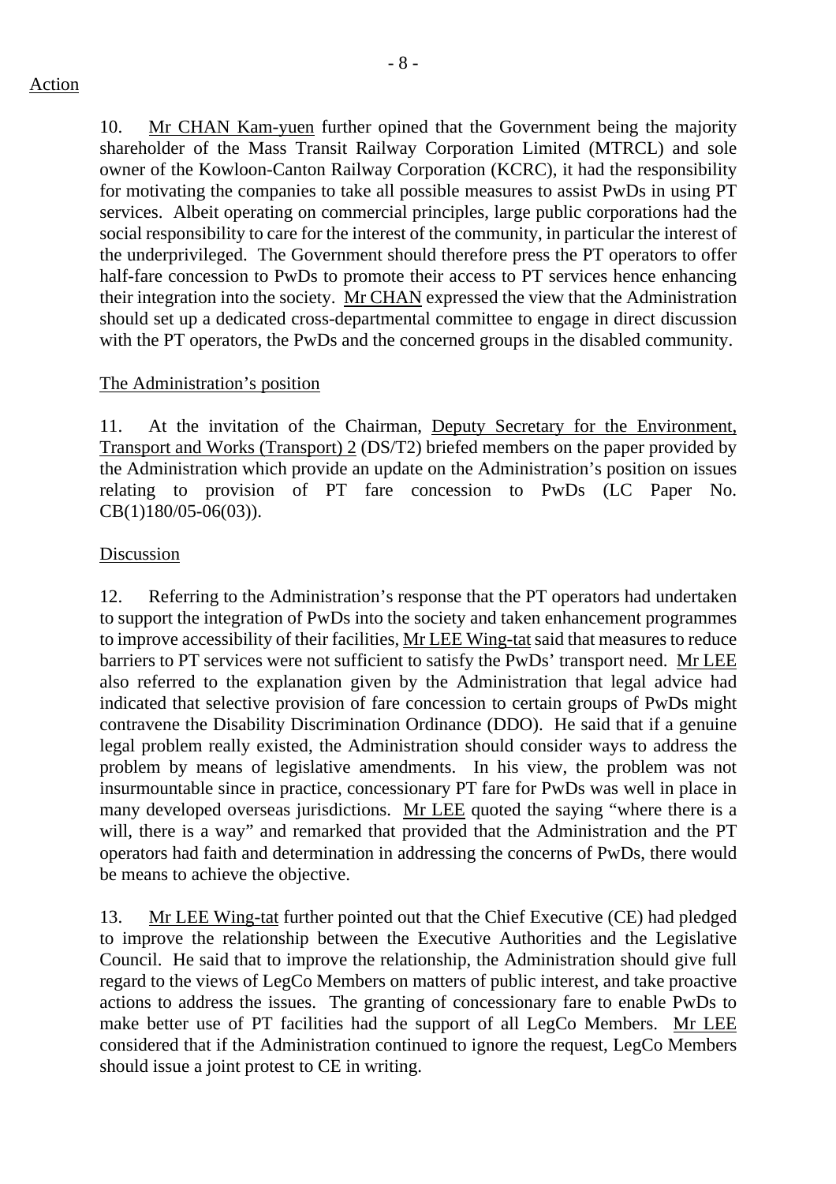Action

10. Mr CHAN Kam-yuen further opined that the Government being the majority shareholder of the Mass Transit Railway Corporation Limited (MTRCL) and sole owner of the Kowloon-Canton Railway Corporation (KCRC), it had the responsibility for motivating the companies to take all possible measures to assist PwDs in using PT services. Albeit operating on commercial principles, large public corporations had the social responsibility to care for the interest of the community, in particular the interest of the underprivileged. The Government should therefore press the PT operators to offer half-fare concession to PwDs to promote their access to PT services hence enhancing their integration into the society. Mr CHAN expressed the view that the Administration should set up a dedicated cross-departmental committee to engage in direct discussion with the PT operators, the PwDs and the concerned groups in the disabled community.

The Administration's position

11. At the invitation of the Chairman, Deputy Secretary for the Environment, Transport and Works (Transport) 2 (DS/T2) briefed members on the paper provided by the Administration which provide an update on the Administration's position on issues relating to provision of PT fare concession to PwDs (LC Paper No. CB(1)180/05-06(03)).

Discussion

12. Referring to the Administration's response that the PT operators had undertaken to support the integration of PwDs into the society and taken enhancement programmes to improve accessibility of their facilities, Mr LEE Wing-tat said that measures to reduce barriers to PT services were not sufficient to satisfy the PwDs' transport need. Mr LEE also referred to the explanation given by the Administration that legal advice had indicated that selective provision of fare concession to certain groups of PwDs might contravene the Disability Discrimination Ordinance (DDO). He said that if a genuine legal problem really existed, the Administration should consider ways to address the problem by means of legislative amendments. In his view, the problem was not insurmountable since in practice, concessionary PT fare for PwDs was well in place in many developed overseas jurisdictions. Mr LEE quoted the saying "where there is a will, there is a way" and remarked that provided that the Administration and the PT operators had faith and determination in addressing the concerns of PwDs, there would be means to achieve the objective.

13. Mr LEE Wing-tat further pointed out that the Chief Executive (CE) had pledged to improve the relationship between the Executive Authorities and the Legislative Council. He said that to improve the relationship, the Administration should give full regard to the views of LegCo Members on matters of public interest, and take proactive actions to address the issues. The granting of concessionary fare to enable PwDs to make better use of PT facilities had the support of all LegCo Members. Mr LEE considered that if the Administration continued to ignore the request, LegCo Members should issue a joint protest to CE in writing.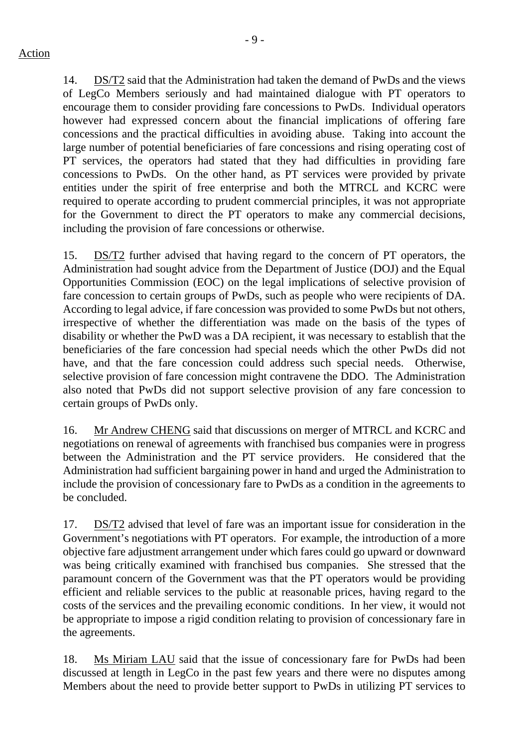Action

14. DS/T2 said that the Administration had taken the demand of PwDs and the views of LegCo Members seriously and had maintained dialogue with PT operators to encourage them to consider providing fare concessions to PwDs. Individual operators however had expressed concern about the financial implications of offering fare concessions and the practical difficulties in avoiding abuse. Taking into account the large number of potential beneficiaries of fare concessions and rising operating cost of PT services, the operators had stated that they had difficulties in providing fare concessions to PwDs. On the other hand, as PT services were provided by private entities under the spirit of free enterprise and both the MTRCL and KCRC were required to operate according to prudent commercial principles, it was not appropriate for the Government to direct the PT operators to make any commercial decisions, including the provision of fare concessions or otherwise.

15. DS/T2 further advised that having regard to the concern of PT operators, the Administration had sought advice from the Department of Justice (DOJ) and the Equal Opportunities Commission (EOC) on the legal implications of selective provision of fare concession to certain groups of PwDs, such as people who were recipients of DA. According to legal advice, if fare concession was provided to some PwDs but not others, irrespective of whether the differentiation was made on the basis of the types of disability or whether the PwD was a DA recipient, it was necessary to establish that the beneficiaries of the fare concession had special needs which the other PwDs did not have, and that the fare concession could address such special needs. Otherwise, selective provision of fare concession might contravene the DDO. The Administration also noted that PwDs did not support selective provision of any fare concession to certain groups of PwDs only.

16. Mr Andrew CHENG said that discussions on merger of MTRCL and KCRC and negotiations on renewal of agreements with franchised bus companies were in progress between the Administration and the PT service providers. He considered that the Administration had sufficient bargaining power in hand and urged the Administration to include the provision of concessionary fare to PwDs as a condition in the agreements to be concluded.

17. DS/T2 advised that level of fare was an important issue for consideration in the Government's negotiations with PT operators. For example, the introduction of a more objective fare adjustment arrangement under which fares could go upward or downward was being critically examined with franchised bus companies. She stressed that the paramount concern of the Government was that the PT operators would be providing efficient and reliable services to the public at reasonable prices, having regard to the costs of the services and the prevailing economic conditions. In her view, it would not be appropriate to impose a rigid condition relating to provision of concessionary fare in the agreements.

18. Ms Miriam LAU said that the issue of concessionary fare for PwDs had been discussed at length in LegCo in the past few years and there were no disputes among Members about the need to provide better support to PwDs in utilizing PT services to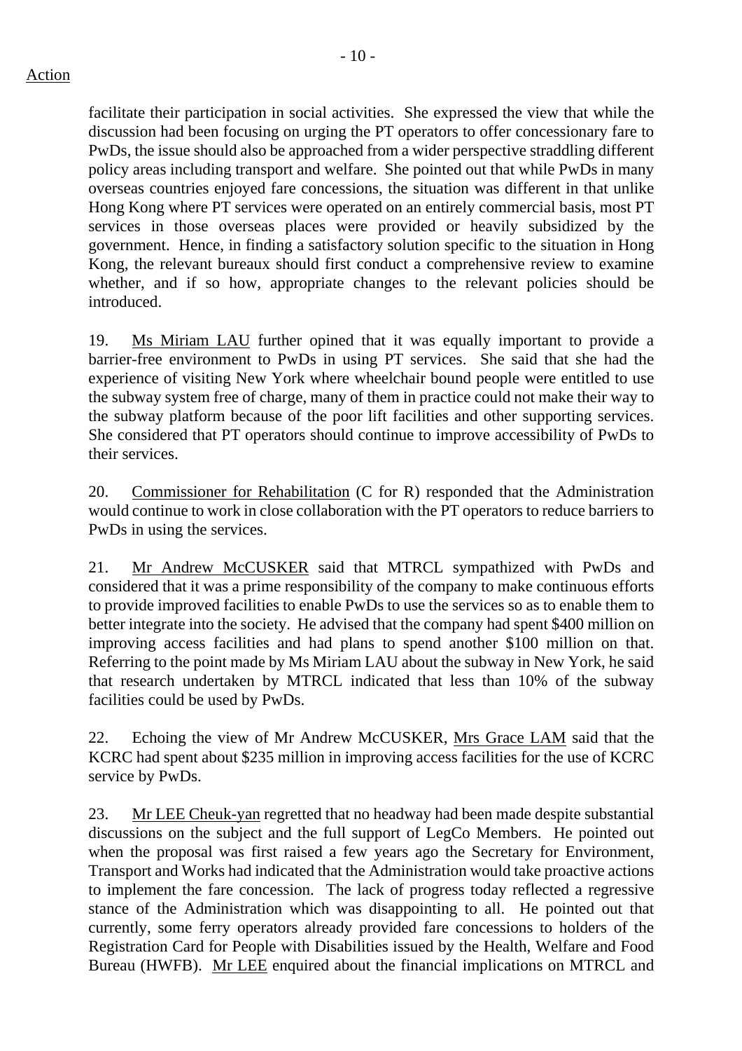Action

facilitate their participation in social activities. She expressed the view that while the discussion had been focusing on urging the PT operators to offer concessionary fare to PwDs, the issue should also be approached from a wider perspective straddling different policy areas including transport and welfare. She pointed out that while PwDs in many overseas countries enjoyed fare concessions, the situation was different in that unlike Hong Kong where PT services were operated on an entirely commercial basis, most PT services in those overseas places were provided or heavily subsidized by the government. Hence, in finding a satisfactory solution specific to the situation in Hong Kong, the relevant bureaux should first conduct a comprehensive review to examine whether, and if so how, appropriate changes to the relevant policies should be introduced.

19. Ms Miriam LAU further opined that it was equally important to provide a barrier-free environment to PwDs in using PT services. She said that she had the experience of visiting New York where wheelchair bound people were entitled to use the subway system free of charge, many of them in practice could not make their way to the subway platform because of the poor lift facilities and other supporting services. She considered that PT operators should continue to improve accessibility of PwDs to their services.

20. Commissioner for Rehabilitation (C for R) responded that the Administration would continue to work in close collaboration with the PT operators to reduce barriers to PwDs in using the services.

21. Mr Andrew McCUSKER said that MTRCL sympathized with PwDs and considered that it was a prime responsibility of the company to make continuous efforts to provide improved facilities to enable PwDs to use the services so as to enable them to better integrate into the society. He advised that the company had spent $400 million on improving access facilities and had plans to spend another $100 million on that. Referring to the point made by Ms Miriam LAU about the subway in New York, he said that research undertaken by MTRCL indicated that less than 10% of the subway facilities could be used by PwDs.

22. Echoing the view of Mr Andrew McCUSKER, Mrs Grace LAM said that the KCRC had spent about $235 million in improving access facilities for the use of KCRC service by PwDs.

23. Mr LEE Cheuk-yan regretted that no headway had been made despite substantial discussions on the subject and the full support of LegCo Members. He pointed out when the proposal was first raised a few years ago the Secretary for Environment, Transport and Works had indicated that the Administration would take proactive actions to implement the fare concession. The lack of progress today reflected a regressive stance of the Administration which was disappointing to all. He pointed out that currently, some ferry operators already provided fare concessions to holders of the Registration Card for People with Disabilities issued by the Health, Welfare and Food Bureau (HWFB). Mr LEE enquired about the financial implications on MTRCL and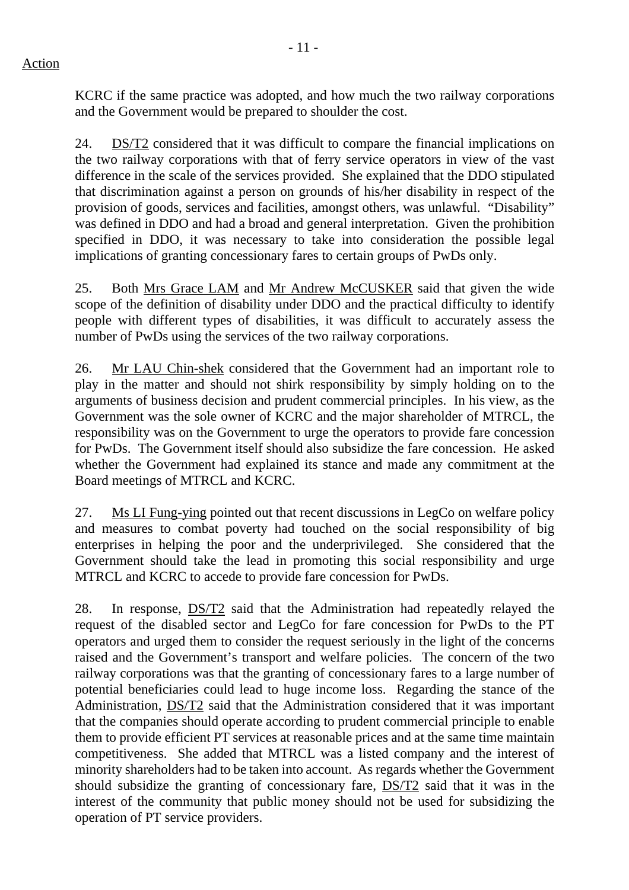Action

KCRC if the same practice was adopted, and how much the two railway corporations and the Government would be prepared to shoulder the cost.

24. DS/T2 considered that it was difficult to compare the financial implications on the two railway corporations with that of ferry service operators in view of the vast difference in the scale of the services provided. She explained that the DDO stipulated that discrimination against a person on grounds of his/her disability in respect of the provision of goods, services and facilities, amongst others, was unlawful. "Disability" was defined in DDO and had a broad and general interpretation. Given the prohibition specified in DDO, it was necessary to take into consideration the possible legal implications of granting concessionary fares to certain groups of PwDs only.

25. Both Mrs Grace LAM and Mr Andrew McCUSKER said that given the wide scope of the definition of disability under DDO and the practical difficulty to identify people with different types of disabilities, it was difficult to accurately assess the number of PwDs using the services of the two railway corporations.

26. Mr LAU Chin-shek considered that the Government had an important role to play in the matter and should not shirk responsibility by simply holding on to the arguments of business decision and prudent commercial principles. In his view, as the Government was the sole owner of KCRC and the major shareholder of MTRCL, the responsibility was on the Government to urge the operators to provide fare concession for PwDs. The Government itself should also subsidize the fare concession. He asked whether the Government had explained its stance and made any commitment at the Board meetings of MTRCL and KCRC.

27. Ms LI Fung-ying pointed out that recent discussions in LegCo on welfare policy and measures to combat poverty had touched on the social responsibility of big enterprises in helping the poor and the underprivileged. She considered that the Government should take the lead in promoting this social responsibility and urge MTRCL and KCRC to accede to provide fare concession for PwDs.

28. In response, DS/T2 said that the Administration had repeatedly relayed the request of the disabled sector and LegCo for fare concession for PwDs to the PT operators and urged them to consider the request seriously in the light of the concerns raised and the Government's transport and welfare policies. The concern of the two railway corporations was that the granting of concessionary fares to a large number of potential beneficiaries could lead to huge income loss. Regarding the stance of the Administration, DS/T2 said that the Administration considered that it was important that the companies should operate according to prudent commercial principle to enable them to provide efficient PT services at reasonable prices and at the same time maintain competitiveness. She added that MTRCL was a listed company and the interest of minority shareholders had to be taken into account. As regards whether the Government should subsidize the granting of concessionary fare, DS/T2 said that it was in the interest of the community that public money should not be used for subsidizing the operation of PT service providers.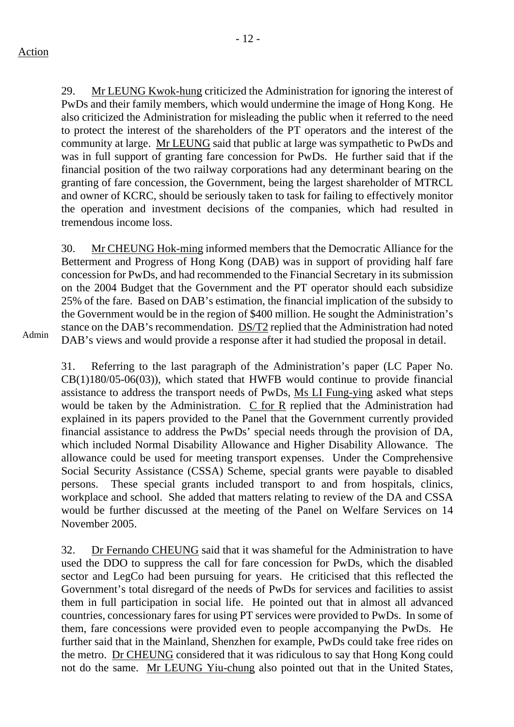Action

29. Mr LEUNG Kwok-hung criticized the Administration for ignoring the interest of PwDs and their family members, which would undermine the image of Hong Kong. He also criticized the Administration for misleading the public when it referred to the need to protect the interest of the shareholders of the PT operators and the interest of the community at large. Mr LEUNG said that public at large was sympathetic to PwDs and was in full support of granting fare concession for PwDs. He further said that if the financial position of the two railway corporations had any determinant bearing on the granting of fare concession, the Government, being the largest shareholder of MTRCL and owner of KCRC, should be seriously taken to task for failing to effectively monitor the operation and investment decisions of the companies, which had resulted in tremendous income loss.

30. Mr CHEUNG Hok-ming informed members that the Democratic Alliance for the Betterment and Progress of Hong Kong (DAB) was in support of providing half fare concession for PwDs, and had recommended to the Financial Secretary in its submission on the 2004 Budget that the Government and the PT operator should each subsidize 25% of the fare. Based on DAB's estimation, the financial implication of the subsidy to the Government would be in the region of $400 million. He sought the Administration's stance on the DAB's recommendation. DS/T2 replied that the Administration had noted DAB's views and would provide a response after it had studied the proposal in detail.

Admin

31. Referring to the last paragraph of the Administration's paper (LC Paper No. CB(1)180/05-06(03)), which stated that HWFB would continue to provide financial assistance to address the transport needs of PwDs, Ms LI Fung-ying asked what steps would be taken by the Administration. C for R replied that the Administration had explained in its papers provided to the Panel that the Government currently provided financial assistance to address the PwDs' special needs through the provision of DA, which included Normal Disability Allowance and Higher Disability Allowance. The allowance could be used for meeting transport expenses. Under the Comprehensive Social Security Assistance (CSSA) Scheme, special grants were payable to disabled persons. These special grants included transport to and from hospitals, clinics, workplace and school. She added that matters relating to review of the DA and CSSA would be further discussed at the meeting of the Panel on Welfare Services on 14 November 2005.

32. Dr Fernando CHEUNG said that it was shameful for the Administration to have used the DDO to suppress the call for fare concession for PwDs, which the disabled sector and LegCo had been pursuing for years. He criticised that this reflected the Government's total disregard of the needs of PwDs for services and facilities to assist them in full participation in social life. He pointed out that in almost all advanced countries, concessionary fares for using PT services were provided to PwDs. In some of them, fare concessions were provided even to people accompanying the PwDs. He further said that in the Mainland, Shenzhen for example, PwDs could take free rides on the metro. Dr CHEUNG considered that it was ridiculous to say that Hong Kong could not do the same. Mr LEUNG Yiu-chung also pointed out that in the United States,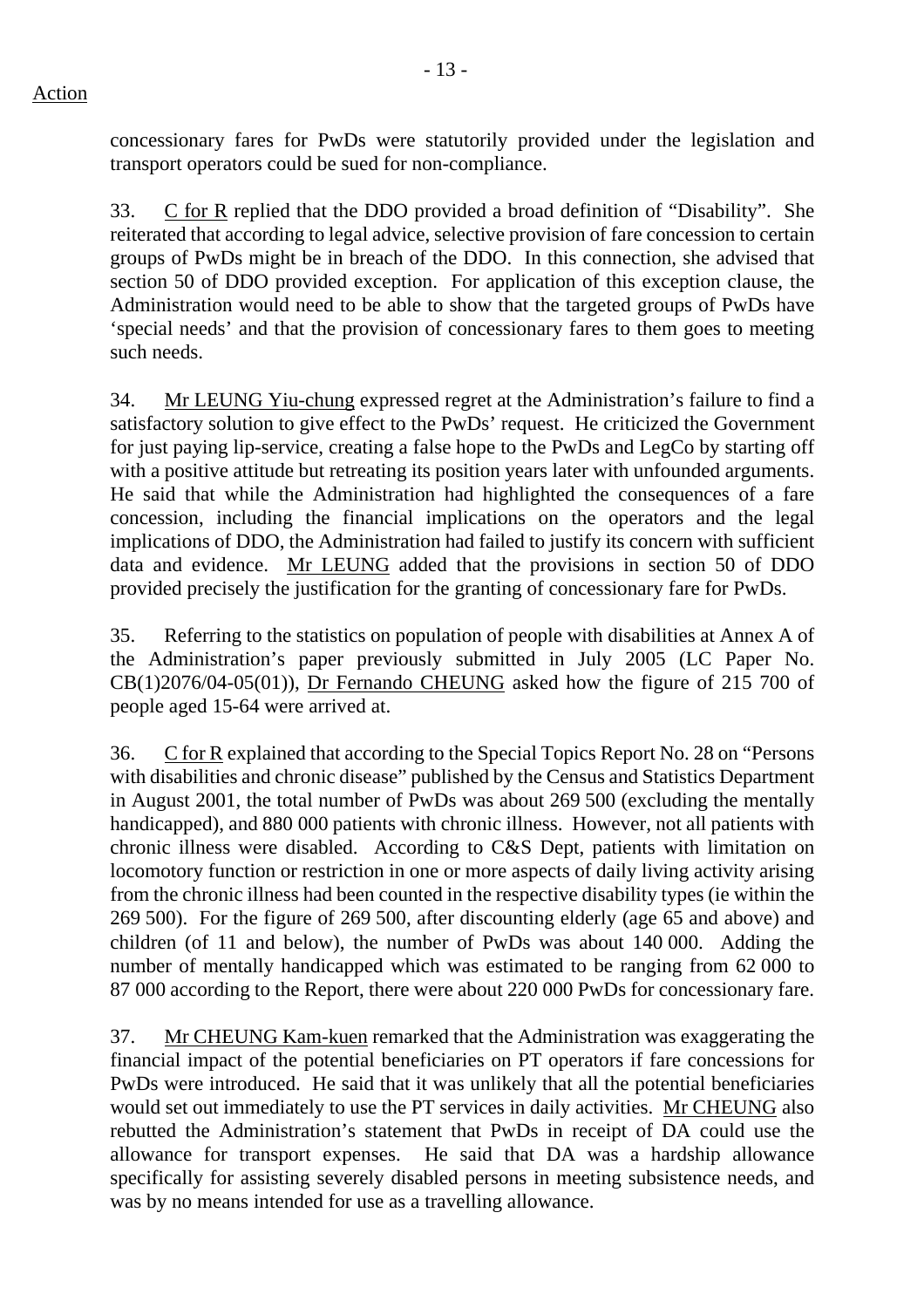Action

concessionary fares for PwDs were statutorily provided under the legislation and transport operators could be sued for non-compliance.

33. C for R replied that the DDO provided a broad definition of "Disability". She reiterated that according to legal advice, selective provision of fare concession to certain groups of PwDs might be in breach of the DDO. In this connection, she advised that section 50 of DDO provided exception. For application of this exception clause, the Administration would need to be able to show that the targeted groups of PwDs have 'special needs' and that the provision of concessionary fares to them goes to meeting such needs.

34. Mr LEUNG Yiu-chung expressed regret at the Administration's failure to find a satisfactory solution to give effect to the PwDs' request. He criticized the Government for just paying lip-service, creating a false hope to the PwDs and LegCo by starting off with a positive attitude but retreating its position years later with unfounded arguments. He said that while the Administration had highlighted the consequences of a fare concession, including the financial implications on the operators and the legal implications of DDO, the Administration had failed to justify its concern with sufficient data and evidence. Mr LEUNG added that the provisions in section 50 of DDO provided precisely the justification for the granting of concessionary fare for PwDs.

35. Referring to the statistics on population of people with disabilities at Annex A of the Administration's paper previously submitted in July 2005 (LC Paper No. CB(1)2076/04-05(01)), Dr Fernando CHEUNG asked how the figure of 215 700 of people aged 15-64 were arrived at.

36. C for R explained that according to the Special Topics Report No. 28 on "Persons with disabilities and chronic disease" published by the Census and Statistics Department in August 2001, the total number of PwDs was about 269 500 (excluding the mentally handicapped), and 880 000 patients with chronic illness. However, not all patients with chronic illness were disabled. According to C&S Dept, patients with limitation on locomotory function or restriction in one or more aspects of daily living activity arising from the chronic illness had been counted in the respective disability types (ie within the 269 500). For the figure of 269 500, after discounting elderly (age 65 and above) and children (of 11 and below), the number of PwDs was about 140 000. Adding the number of mentally handicapped which was estimated to be ranging from 62 000 to 87 000 according to the Report, there were about 220 000 PwDs for concessionary fare.

37. Mr CHEUNG Kam-kuen remarked that the Administration was exaggerating the financial impact of the potential beneficiaries on PT operators if fare concessions for PwDs were introduced. He said that it was unlikely that all the potential beneficiaries would set out immediately to use the PT services in daily activities. Mr CHEUNG also rebutted the Administration's statement that PwDs in receipt of DA could use the allowance for transport expenses. He said that DA was a hardship allowance specifically for assisting severely disabled persons in meeting subsistence needs, and was by no means intended for use as a travelling allowance.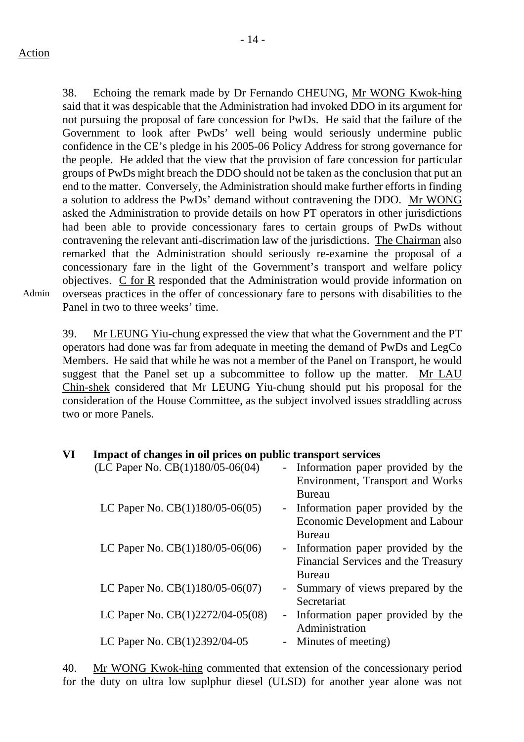Action

38. Echoing the remark made by Dr Fernando CHEUNG, Mr WONG Kwok-hing said that it was despicable that the Administration had invoked DDO in its argument for not pursuing the proposal of fare concession for PwDs. He said that the failure of the Government to look after PwDs' well being would seriously undermine public confidence in the CE's pledge in his 2005-06 Policy Address for strong governance for the people. He added that the view that the provision of fare concession for particular groups of PwDs might breach the DDO should not be taken as the conclusion that put an end to the matter. Conversely, the Administration should make further efforts in finding a solution to address the PwDs' demand without contravening the DDO. Mr WONG asked the Administration to provide details on how PT operators in other jurisdictions had been able to provide concessionary fares to certain groups of PwDs without contravening the relevant anti-discrimination law of the jurisdictions. The Chairman also remarked that the Administration should seriously re-examine the proposal of a concessionary fare in the light of the Government's transport and welfare policy objectives. C for R responded that the Administration would provide information on overseas practices in the offer of concessionary fare to persons with disabilities to the Panel in two to three weeks' time.

Admin

39. Mr LEUNG Yiu-chung expressed the view that what the Government and the PT operators had done was far from adequate in meeting the demand of PwDs and LegCo Members. He said that while he was not a member of the Panel on Transport, he would suggest that the Panel set up a subcommittee to follow up the matter. Mr LAU Chin-shek considered that Mr LEUNG Yiu-chung should put his proposal for the consideration of the House Committee, as the subject involved issues straddling across two or more Panels.

**VI Impact of changes in oil prices on public transport services**

(LC Paper No. CB(1)180/05-06(04) - Information paper provided by the Environment, Transport and Works Bureau

LC Paper No. CB(1)180/05-06(05) - Information paper provided by the Economic Development and Labour Bureau

LC Paper No. CB(1)180/05-06(06) - Information paper provided by the Financial Services and the Treasury Bureau

LC Paper No. CB(1)180/05-06(07) - Summary of views prepared by the Secretariat

LC Paper No. CB(1)2272/04-05(08) - Information paper provided by the Administration

LC Paper No. CB(1)2392/04-05 - Minutes of meeting)

40. Mr WONG Kwok-hing commented that extension of the concessionary period for the duty on ultra low suplphur diesel (ULSD) for another year alone was not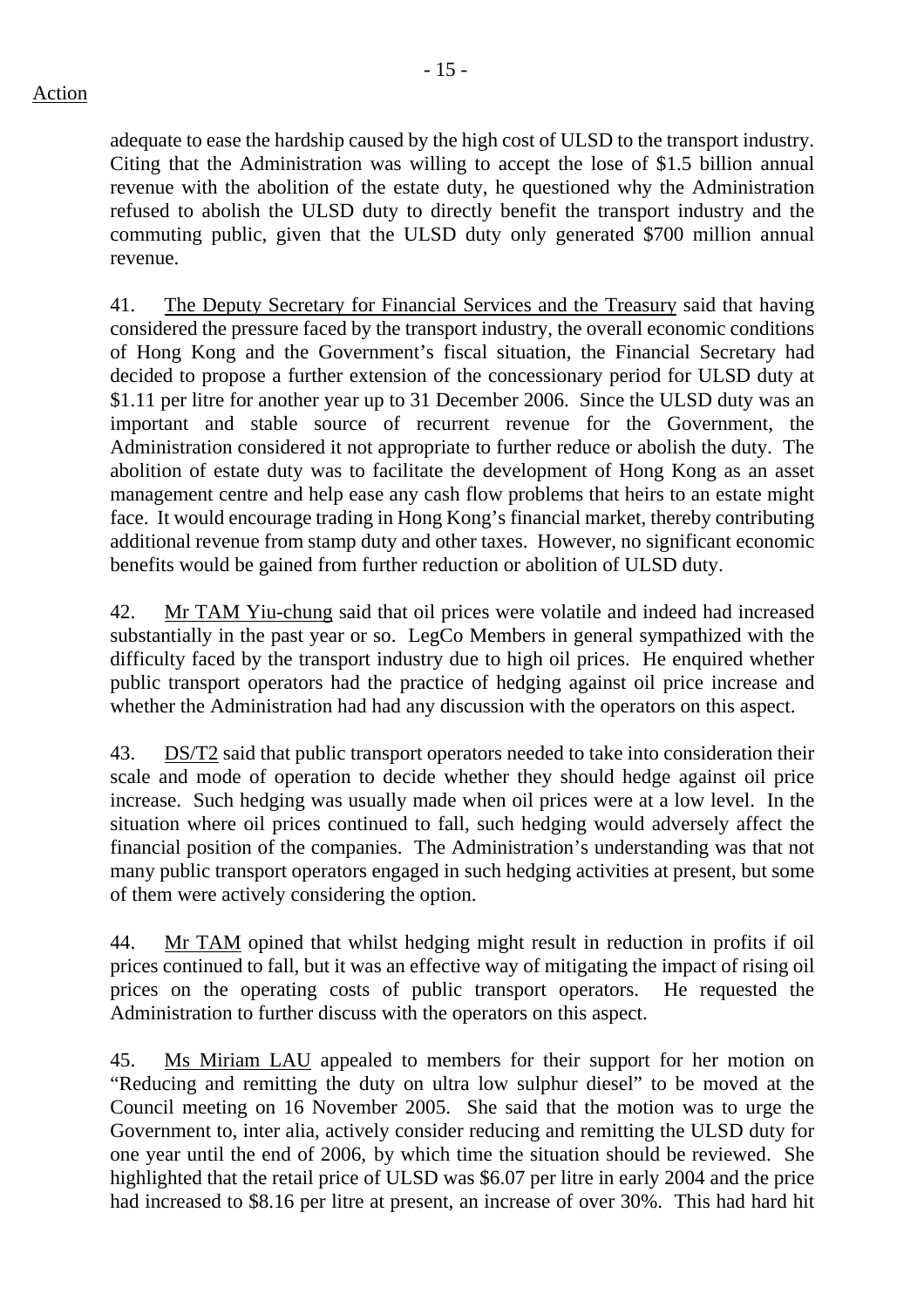Action

adequate to ease the hardship caused by the high cost of ULSD to the transport industry. Citing that the Administration was willing to accept the lose of $1.5 billion annual revenue with the abolition of the estate duty, he questioned why the Administration refused to abolish the ULSD duty to directly benefit the transport industry and the commuting public, given that the ULSD duty only generated $700 million annual revenue.

41. The Deputy Secretary for Financial Services and the Treasury said that having considered the pressure faced by the transport industry, the overall economic conditions of Hong Kong and the Government's fiscal situation, the Financial Secretary had decided to propose a further extension of the concessionary period for ULSD duty at $1.11 per litre for another year up to 31 December 2006. Since the ULSD duty was an important and stable source of recurrent revenue for the Government, the Administration considered it not appropriate to further reduce or abolish the duty. The abolition of estate duty was to facilitate the development of Hong Kong as an asset management centre and help ease any cash flow problems that heirs to an estate might face. It would encourage trading in Hong Kong's financial market, thereby contributing additional revenue from stamp duty and other taxes. However, no significant economic benefits would be gained from further reduction or abolition of ULSD duty.

42. Mr TAM Yiu-chung said that oil prices were volatile and indeed had increased substantially in the past year or so. LegCo Members in general sympathized with the difficulty faced by the transport industry due to high oil prices. He enquired whether public transport operators had the practice of hedging against oil price increase and whether the Administration had had any discussion with the operators on this aspect.

43. DS/T2 said that public transport operators needed to take into consideration their scale and mode of operation to decide whether they should hedge against oil price increase. Such hedging was usually made when oil prices were at a low level. In the situation where oil prices continued to fall, such hedging would adversely affect the financial position of the companies. The Administration's understanding was that not many public transport operators engaged in such hedging activities at present, but some of them were actively considering the option.

44. Mr TAM opined that whilst hedging might result in reduction in profits if oil prices continued to fall, but it was an effective way of mitigating the impact of rising oil prices on the operating costs of public transport operators. He requested the Administration to further discuss with the operators on this aspect.

45. Ms Miriam LAU appealed to members for their support for her motion on "Reducing and remitting the duty on ultra low sulphur diesel" to be moved at the Council meeting on 16 November 2005. She said that the motion was to urge the Government to, inter alia, actively consider reducing and remitting the ULSD duty for one year until the end of 2006, by which time the situation should be reviewed. She highlighted that the retail price of ULSD was $6.07 per litre in early 2004 and the price had increased to $8.16 per litre at present, an increase of over 30%. This had hard hit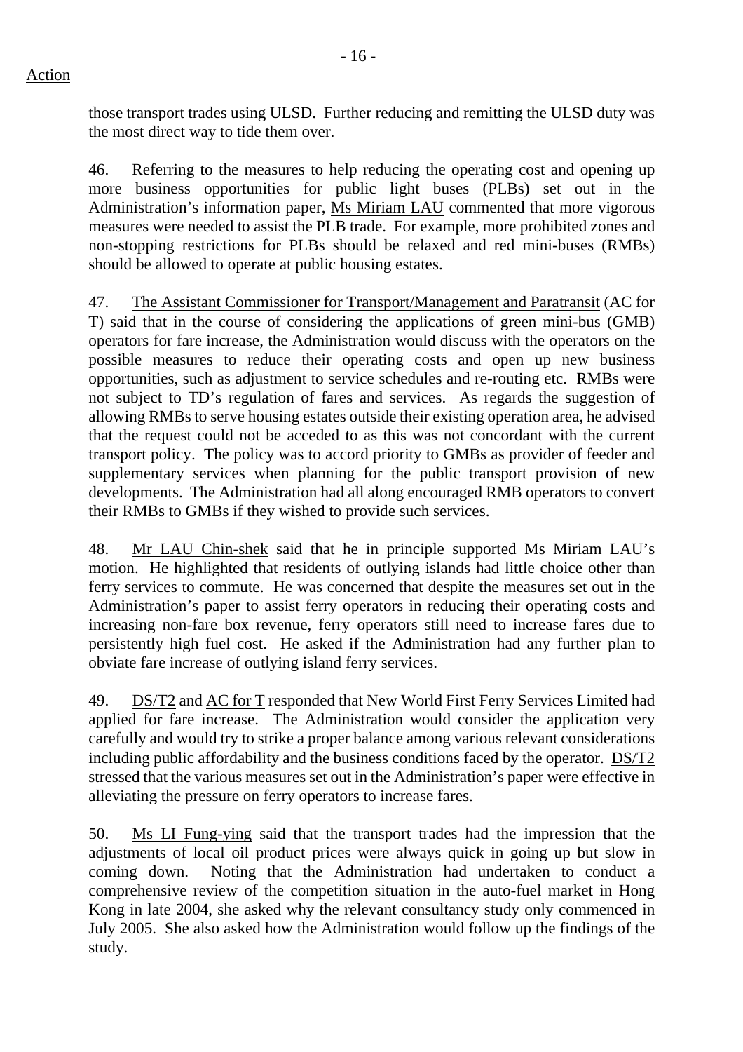Action

those transport trades using ULSD. Further reducing and remitting the ULSD duty was the most direct way to tide them over.

46. Referring to the measures to help reducing the operating cost and opening up more business opportunities for public light buses (PLBs) set out in the Administration's information paper, Ms Miriam LAU commented that more vigorous measures were needed to assist the PLB trade. For example, more prohibited zones and non-stopping restrictions for PLBs should be relaxed and red mini-buses (RMBs) should be allowed to operate at public housing estates.

47. The Assistant Commissioner for Transport/Management and Paratransit (AC for T) said that in the course of considering the applications of green mini-bus (GMB) operators for fare increase, the Administration would discuss with the operators on the possible measures to reduce their operating costs and open up new business opportunities, such as adjustment to service schedules and re-routing etc. RMBs were not subject to TD's regulation of fares and services. As regards the suggestion of allowing RMBs to serve housing estates outside their existing operation area, he advised that the request could not be acceded to as this was not concordant with the current transport policy. The policy was to accord priority to GMBs as provider of feeder and supplementary services when planning for the public transport provision of new developments. The Administration had all along encouraged RMB operators to convert their RMBs to GMBs if they wished to provide such services.

48. Mr LAU Chin-shek said that he in principle supported Ms Miriam LAU's motion. He highlighted that residents of outlying islands had little choice other than ferry services to commute. He was concerned that despite the measures set out in the Administration's paper to assist ferry operators in reducing their operating costs and increasing non-fare box revenue, ferry operators still need to increase fares due to persistently high fuel cost. He asked if the Administration had any further plan to obviate fare increase of outlying island ferry services.

49. DS/T2 and AC for T responded that New World First Ferry Services Limited had applied for fare increase. The Administration would consider the application very carefully and would try to strike a proper balance among various relevant considerations including public affordability and the business conditions faced by the operator. DS/T2 stressed that the various measures set out in the Administration's paper were effective in alleviating the pressure on ferry operators to increase fares.

50. Ms LI Fung-ying said that the transport trades had the impression that the adjustments of local oil product prices were always quick in going up but slow in coming down. Noting that the Administration had undertaken to conduct a comprehensive review of the competition situation in the auto-fuel market in Hong Kong in late 2004, she asked why the relevant consultancy study only commenced in July 2005. She also asked how the Administration would follow up the findings of the study.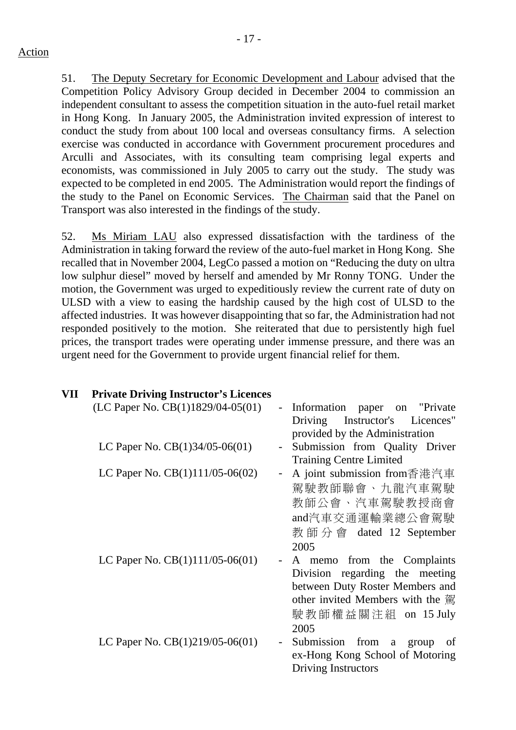Action

51. The Deputy Secretary for Economic Development and Labour advised that the Competition Policy Advisory Group decided in December 2004 to commission an independent consultant to assess the competition situation in the auto-fuel retail market in Hong Kong. In January 2005, the Administration invited expression of interest to conduct the study from about 100 local and overseas consultancy firms. A selection exercise was conducted in accordance with Government procurement procedures and Arculli and Associates, with its consulting team comprising legal experts and economists, was commissioned in July 2005 to carry out the study. The study was expected to be completed in end 2005. The Administration would report the findings of the study to the Panel on Economic Services. The Chairman said that the Panel on Transport was also interested in the findings of the study.

52. Ms Miriam LAU also expressed dissatisfaction with the tardiness of the Administration in taking forward the review of the auto-fuel market in Hong Kong. She recalled that in November 2004, LegCo passed a motion on "Reducing the duty on ultra low sulphur diesel" moved by herself and amended by Mr Ronny TONG. Under the motion, the Government was urged to expeditiously review the current rate of duty on ULSD with a view to easing the hardship caused by the high cost of ULSD to the affected industries. It was however disappointing that so far, the Administration had not responded positively to the motion. She reiterated that due to persistently high fuel prices, the transport trades were operating under immense pressure, and there was an urgent need for the Government to provide urgent financial relief for them.

## VII Private Driving Instructor's Licences

| | | |
|---|---|---|
| (LC Paper No. CB(1)1829/04-05(01) | - | Information paper on "Private Driving Instructor's Licences" provided by the Administration |
| LC Paper No. CB(1)34/05-06(01) | - | Submission from Quality Driver Training Centre Limited |
| LC Paper No. CB(1)111/05-06(02) | - | A joint submission from香港汽車駕駛教師聯會、九龍汽車駕駛教師公會、汽車駕駛教授商會and汽車交通運輸業總公會駕駛教師分會 dated 12 September 2005 |
| LC Paper No. CB(1)111/05-06(01) | - | A memo from the Complaints Division regarding the meeting between Duty Roster Members and other invited Members with the 駕駛教師權益關注組 on 15 July 2005 |
| LC Paper No. CB(1)219/05-06(01) | - | Submission from a group of ex-Hong Kong School of Motoring Driving Instructors |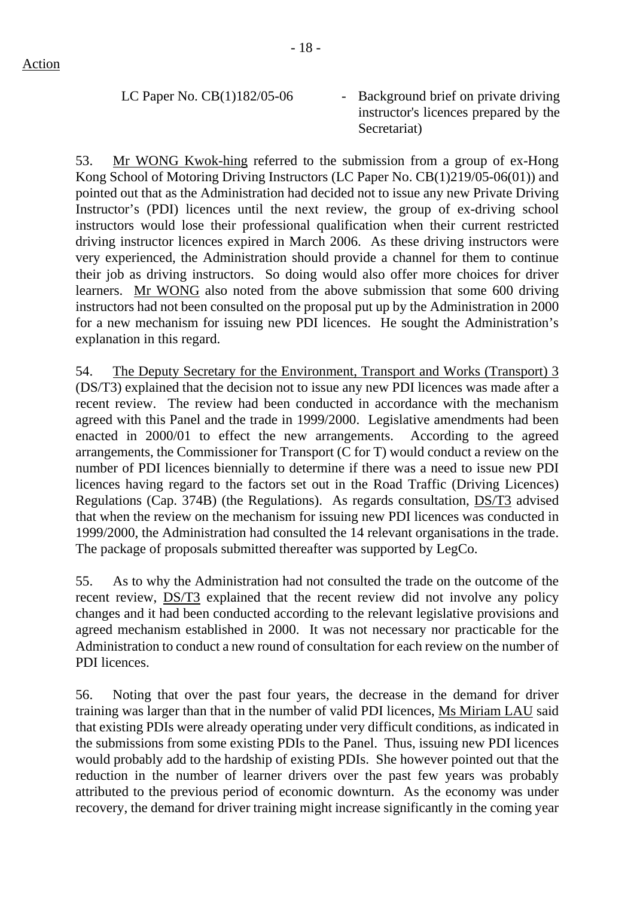Action

LC Paper No. CB(1)182/05-06 - Background brief on private driving instructor's licences prepared by the Secretariat)

53. Mr WONG Kwok-hing referred to the submission from a group of ex-Hong Kong School of Motoring Driving Instructors (LC Paper No. CB(1)219/05-06(01)) and pointed out that as the Administration had decided not to issue any new Private Driving Instructor's (PDI) licences until the next review, the group of ex-driving school instructors would lose their professional qualification when their current restricted driving instructor licences expired in March 2006. As these driving instructors were very experienced, the Administration should provide a channel for them to continue their job as driving instructors. So doing would also offer more choices for driver learners. Mr WONG also noted from the above submission that some 600 driving instructors had not been consulted on the proposal put up by the Administration in 2000 for a new mechanism for issuing new PDI licences. He sought the Administration's explanation in this regard.

54. The Deputy Secretary for the Environment, Transport and Works (Transport) 3 (DS/T3) explained that the decision not to issue any new PDI licences was made after a recent review. The review had been conducted in accordance with the mechanism agreed with this Panel and the trade in 1999/2000. Legislative amendments had been enacted in 2000/01 to effect the new arrangements. According to the agreed arrangements, the Commissioner for Transport (C for T) would conduct a review on the number of PDI licences biennially to determine if there was a need to issue new PDI licences having regard to the factors set out in the Road Traffic (Driving Licences) Regulations (Cap. 374B) (the Regulations). As regards consultation, DS/T3 advised that when the review on the mechanism for issuing new PDI licences was conducted in 1999/2000, the Administration had consulted the 14 relevant organisations in the trade. The package of proposals submitted thereafter was supported by LegCo.

55. As to why the Administration had not consulted the trade on the outcome of the recent review, DS/T3 explained that the recent review did not involve any policy changes and it had been conducted according to the relevant legislative provisions and agreed mechanism established in 2000. It was not necessary nor practicable for the Administration to conduct a new round of consultation for each review on the number of PDI licences.

56. Noting that over the past four years, the decrease in the demand for driver training was larger than that in the number of valid PDI licences, Ms Miriam LAU said that existing PDIs were already operating under very difficult conditions, as indicated in the submissions from some existing PDIs to the Panel. Thus, issuing new PDI licences would probably add to the hardship of existing PDIs. She however pointed out that the reduction in the number of learner drivers over the past few years was probably attributed to the previous period of economic downturn. As the economy was under recovery, the demand for driver training might increase significantly in the coming year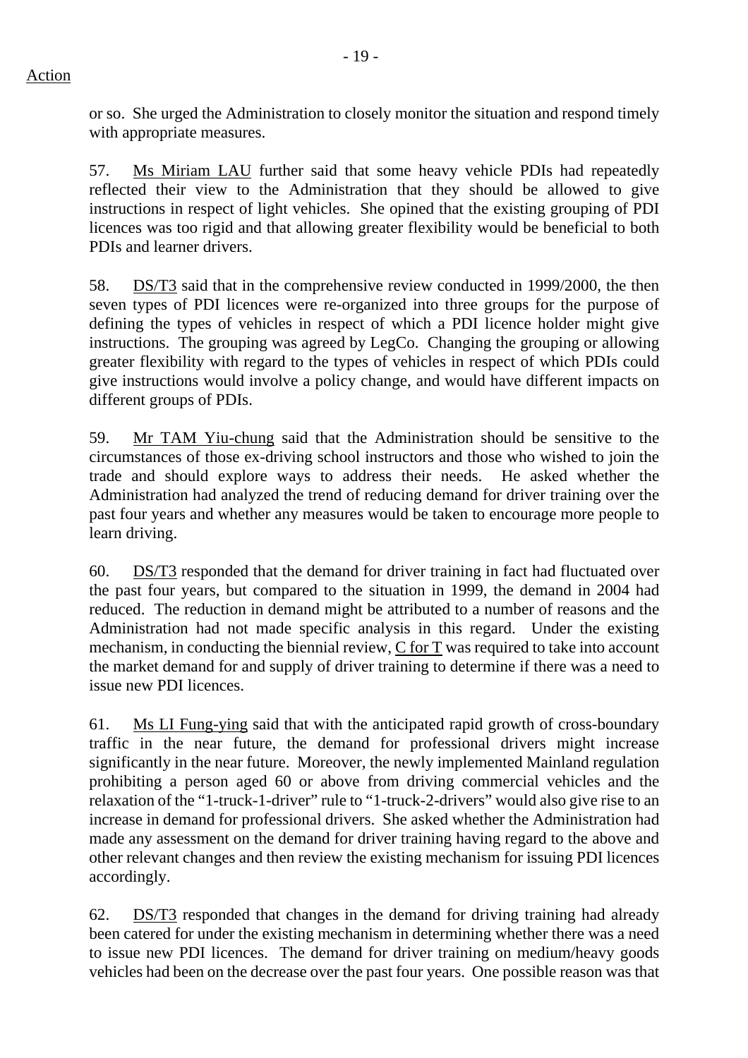Action

or so. She urged the Administration to closely monitor the situation and respond timely with appropriate measures.

57. Ms Miriam LAU further said that some heavy vehicle PDIs had repeatedly reflected their view to the Administration that they should be allowed to give instructions in respect of light vehicles. She opined that the existing grouping of PDI licences was too rigid and that allowing greater flexibility would be beneficial to both PDIs and learner drivers.

58. DS/T3 said that in the comprehensive review conducted in 1999/2000, the then seven types of PDI licences were re-organized into three groups for the purpose of defining the types of vehicles in respect of which a PDI licence holder might give instructions. The grouping was agreed by LegCo. Changing the grouping or allowing greater flexibility with regard to the types of vehicles in respect of which PDIs could give instructions would involve a policy change, and would have different impacts on different groups of PDIs.

59. Mr TAM Yiu-chung said that the Administration should be sensitive to the circumstances of those ex-driving school instructors and those who wished to join the trade and should explore ways to address their needs. He asked whether the Administration had analyzed the trend of reducing demand for driver training over the past four years and whether any measures would be taken to encourage more people to learn driving.

60. DS/T3 responded that the demand for driver training in fact had fluctuated over the past four years, but compared to the situation in 1999, the demand in 2004 had reduced. The reduction in demand might be attributed to a number of reasons and the Administration had not made specific analysis in this regard. Under the existing mechanism, in conducting the biennial review, C for T was required to take into account the market demand for and supply of driver training to determine if there was a need to issue new PDI licences.

61. Ms LI Fung-ying said that with the anticipated rapid growth of cross-boundary traffic in the near future, the demand for professional drivers might increase significantly in the near future. Moreover, the newly implemented Mainland regulation prohibiting a person aged 60 or above from driving commercial vehicles and the relaxation of the "1-truck-1-driver" rule to "1-truck-2-drivers" would also give rise to an increase in demand for professional drivers. She asked whether the Administration had made any assessment on the demand for driver training having regard to the above and other relevant changes and then review the existing mechanism for issuing PDI licences accordingly.

62. DS/T3 responded that changes in the demand for driving training had already been catered for under the existing mechanism in determining whether there was a need to issue new PDI licences. The demand for driver training on medium/heavy goods vehicles had been on the decrease over the past four years. One possible reason was that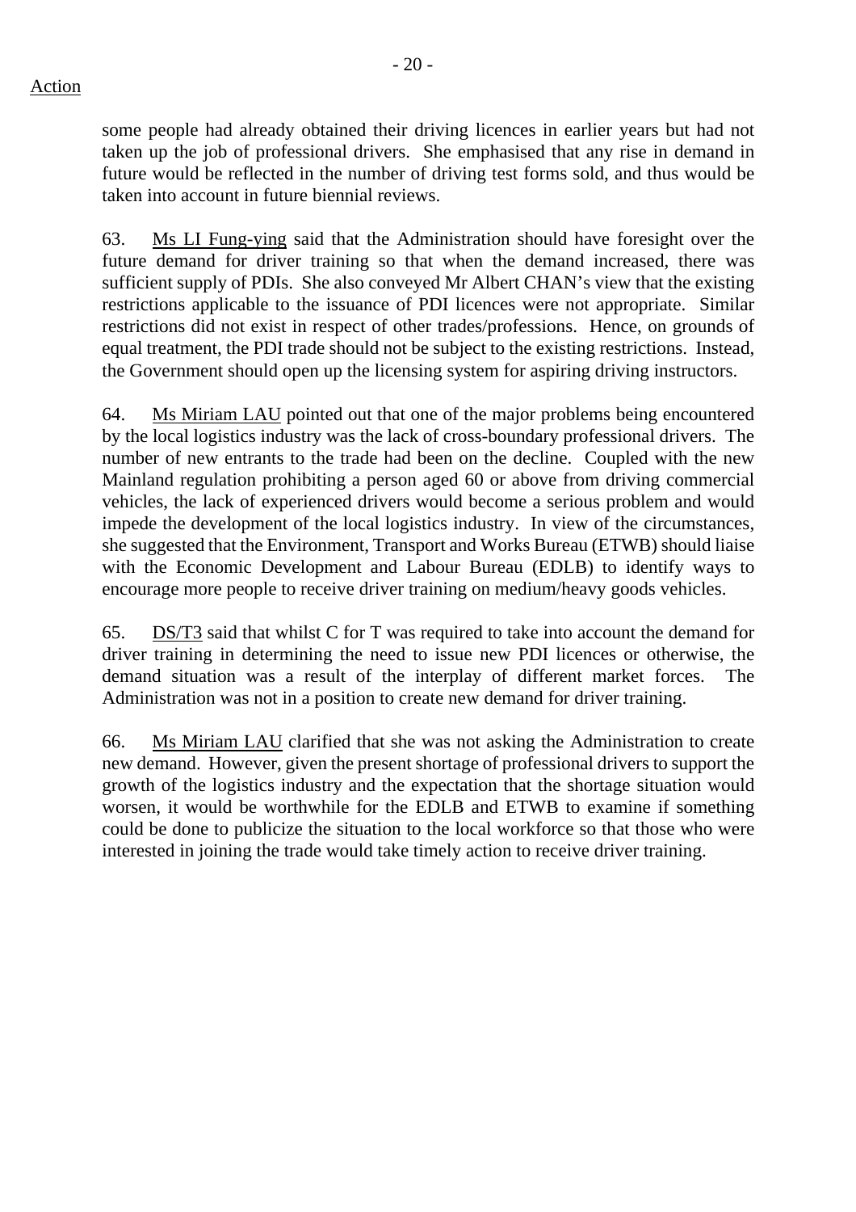Action

some people had already obtained their driving licences in earlier years but had not taken up the job of professional drivers. She emphasised that any rise in demand in future would be reflected in the number of driving test forms sold, and thus would be taken into account in future biennial reviews.

63. Ms LI Fung-ying said that the Administration should have foresight over the future demand for driver training so that when the demand increased, there was sufficient supply of PDIs. She also conveyed Mr Albert CHAN's view that the existing restrictions applicable to the issuance of PDI licences were not appropriate. Similar restrictions did not exist in respect of other trades/professions. Hence, on grounds of equal treatment, the PDI trade should not be subject to the existing restrictions. Instead, the Government should open up the licensing system for aspiring driving instructors.

64. Ms Miriam LAU pointed out that one of the major problems being encountered by the local logistics industry was the lack of cross-boundary professional drivers. The number of new entrants to the trade had been on the decline. Coupled with the new Mainland regulation prohibiting a person aged 60 or above from driving commercial vehicles, the lack of experienced drivers would become a serious problem and would impede the development of the local logistics industry. In view of the circumstances, she suggested that the Environment, Transport and Works Bureau (ETWB) should liaise with the Economic Development and Labour Bureau (EDLB) to identify ways to encourage more people to receive driver training on medium/heavy goods vehicles.

65. DS/T3 said that whilst C for T was required to take into account the demand for driver training in determining the need to issue new PDI licences or otherwise, the demand situation was a result of the interplay of different market forces. The Administration was not in a position to create new demand for driver training.

66. Ms Miriam LAU clarified that she was not asking the Administration to create new demand. However, given the present shortage of professional drivers to support the growth of the logistics industry and the expectation that the shortage situation would worsen, it would be worthwhile for the EDLB and ETWB to examine if something could be done to publicize the situation to the local workforce so that those who were interested in joining the trade would take timely action to receive driver training.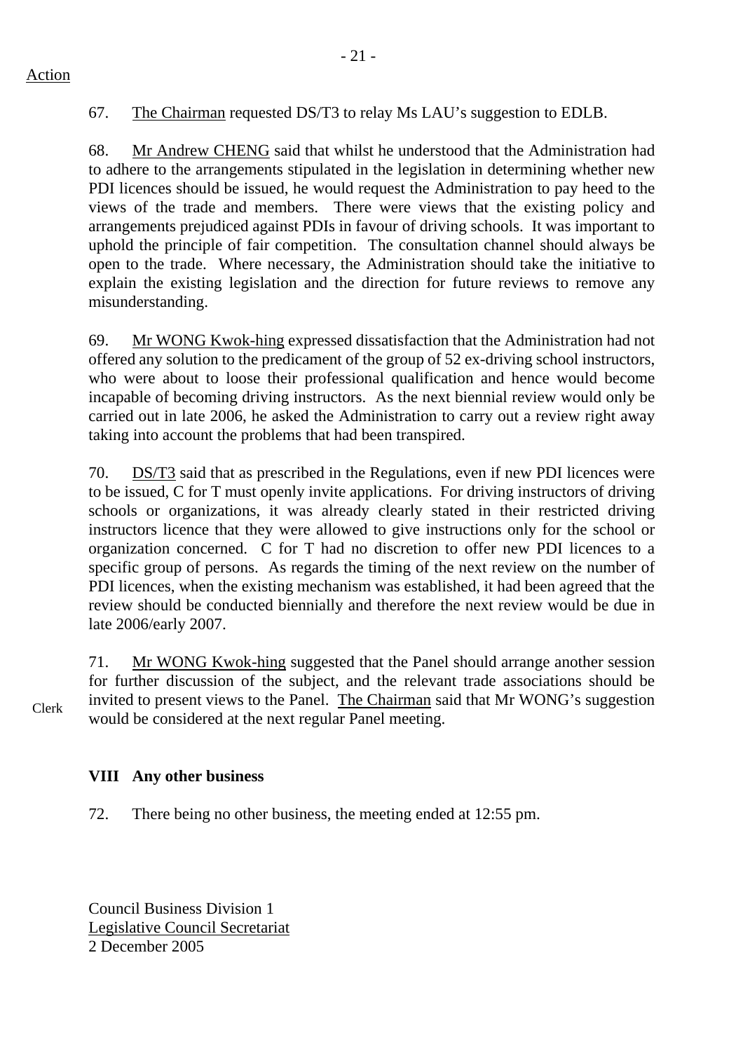Action

67. The Chairman requested DS/T3 to relay Ms LAU's suggestion to EDLB.

68. Mr Andrew CHENG said that whilst he understood that the Administration had to adhere to the arrangements stipulated in the legislation in determining whether new PDI licences should be issued, he would request the Administration to pay heed to the views of the trade and members. There were views that the existing policy and arrangements prejudiced against PDIs in favour of driving schools. It was important to uphold the principle of fair competition. The consultation channel should always be open to the trade. Where necessary, the Administration should take the initiative to explain the existing legislation and the direction for future reviews to remove any misunderstanding.

69. Mr WONG Kwok-hing expressed dissatisfaction that the Administration had not offered any solution to the predicament of the group of 52 ex-driving school instructors, who were about to loose their professional qualification and hence would become incapable of becoming driving instructors. As the next biennial review would only be carried out in late 2006, he asked the Administration to carry out a review right away taking into account the problems that had been transpired.

70. DS/T3 said that as prescribed in the Regulations, even if new PDI licences were to be issued, C for T must openly invite applications. For driving instructors of driving schools or organizations, it was already clearly stated in their restricted driving instructors licence that they were allowed to give instructions only for the school or organization concerned. C for T had no discretion to offer new PDI licences to a specific group of persons. As regards the timing of the next review on the number of PDI licences, when the existing mechanism was established, it had been agreed that the review should be conducted biennially and therefore the next review would be due in late 2006/early 2007.

71. Mr WONG Kwok-hing suggested that the Panel should arrange another session for further discussion of the subject, and the relevant trade associations should be invited to present views to the Panel. The Chairman said that Mr WONG's suggestion would be considered at the next regular Panel meeting.

Clerk

## VIII Any other business

72. There being no other business, the meeting ended at 12:55 pm.

Council Business Division 1
Legislative Council Secretariat
2 December 2005